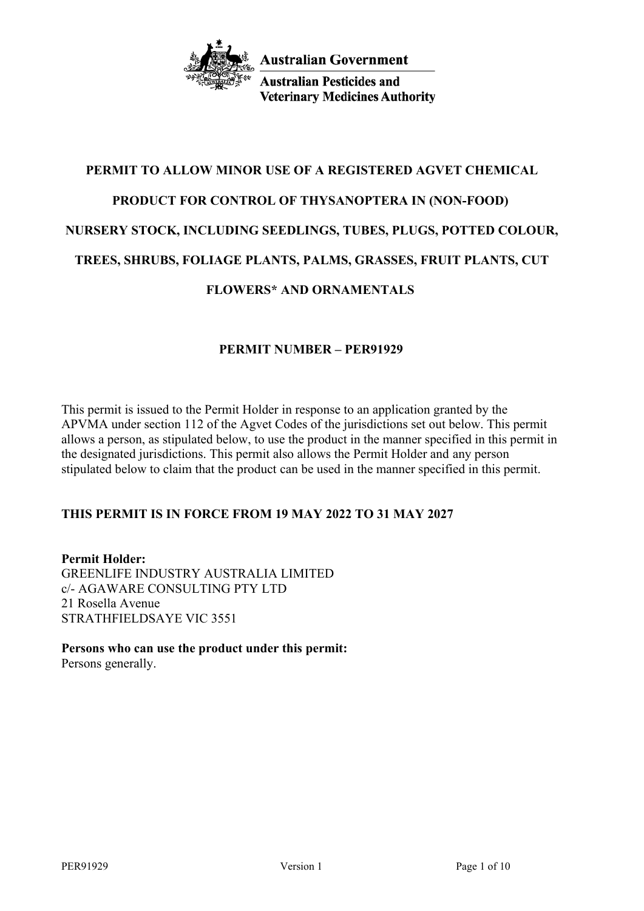Australian Government

Australian Pesticides and Veterinary Medicines Authority

# PERMIT TO ALLOW MINOR USE OF A REGISTERED AGVET CHEMICAL PRODUCT FOR CONTROL OF THYSANOPTERA IN (NON-FOOD) NURSERY STOCK, INCLUDING SEEDLINGS, TUBES, PLUGS, POTTED COLOUR, TREES, SHRUBS, FOLIAGE PLANTS, PALMS, GRASSES, FRUIT PLANTS, CUT FLOWERS* AND ORNAMENTALS

## PERMIT NUMBER – PER91929

This permit is issued to the Permit Holder in response to an application granted by the APVMA under section 112 of the Agvet Codes of the jurisdictions set out below. This permit allows a person, as stipulated below, to use the product in the manner specified in this permit in the designated jurisdictions. This permit also allows the Permit Holder and any person stipulated below to claim that the product can be used in the manner specified in this permit.

**THIS PERMIT IS IN FORCE FROM 19 MAY 2022 TO 31 MAY 2027**

**Permit Holder:**
GREENLIFE INDUSTRY AUSTRALIA LIMITED
c/- AGAWARE CONSULTING PTY LTD
21 Rosella Avenue
STRATHFIELDSAYE VIC 3551

**Persons who can use the product under this permit:**
Persons generally.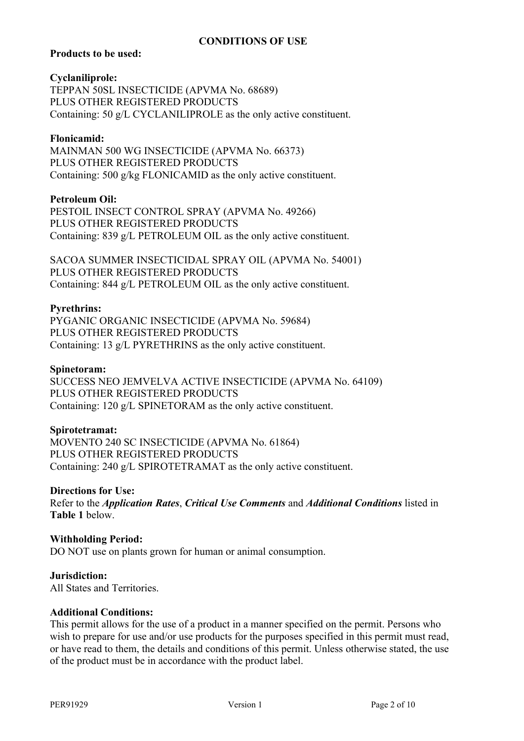## CONDITIONS OF USE

**Products to be used:**

**Cyclaniliprole:**
TEPPAN 50SL INSECTICIDE (APVMA No. 68689)
PLUS OTHER REGISTERED PRODUCTS
Containing: 50 g/L CYCLANILIPROLE as the only active constituent.

**Flonicamid:**
MAINMAN 500 WG INSECTICIDE (APVMA No. 66373)
PLUS OTHER REGISTERED PRODUCTS
Containing: 500 g/kg FLONICAMID as the only active constituent.

**Petroleum Oil:**
PESTOIL INSECT CONTROL SPRAY (APVMA No. 49266)
PLUS OTHER REGISTERED PRODUCTS
Containing: 839 g/L PETROLEUM OIL as the only active constituent.

SACOA SUMMER INSECTICIDAL SPRAY OIL (APVMA No. 54001)
PLUS OTHER REGISTERED PRODUCTS
Containing: 844 g/L PETROLEUM OIL as the only active constituent.

**Pyrethrins:**
PYGANIC ORGANIC INSECTICIDE (APVMA No. 59684)
PLUS OTHER REGISTERED PRODUCTS
Containing: 13 g/L PYRETHRINS as the only active constituent.

**Spinetoram:**
SUCCESS NEO JEMVELVA ACTIVE INSECTICIDE (APVMA No. 64109)
PLUS OTHER REGISTERED PRODUCTS
Containing: 120 g/L SPINETORAM as the only active constituent.

**Spirotetramat:**
MOVENTO 240 SC INSECTICIDE (APVMA No. 61864)
PLUS OTHER REGISTERED PRODUCTS
Containing: 240 g/L SPIROTETRAMAT as the only active constituent.

**Directions for Use:**
Refer to the ***Application Rates***, ***Critical Use Comments*** and ***Additional Conditions*** listed in **Table 1** below.

**Withholding Period:**
DO NOT use on plants grown for human or animal consumption.

**Jurisdiction:**
All States and Territories.

**Additional Conditions:**
This permit allows for the use of a product in a manner specified on the permit. Persons who wish to prepare for use and/or use products for the purposes specified in this permit must read, or have read to them, the details and conditions of this permit. Unless otherwise stated, the use of the product must be in accordance with the product label.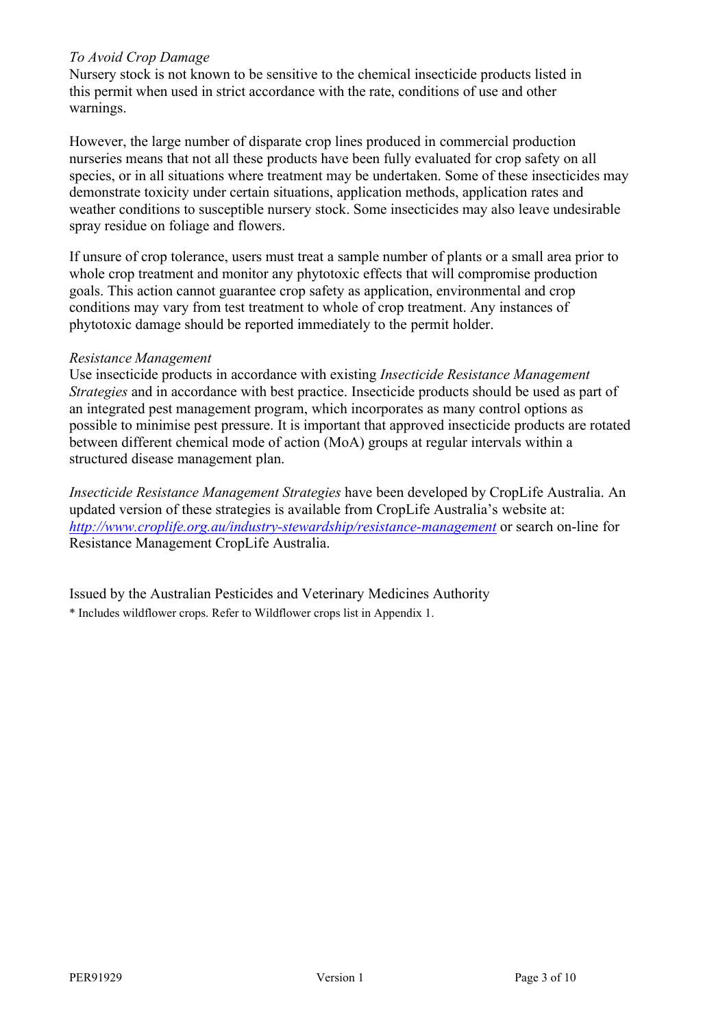*To Avoid Crop Damage*

Nursery stock is not known to be sensitive to the chemical insecticide products listed in this permit when used in strict accordance with the rate, conditions of use and other warnings.

However, the large number of disparate crop lines produced in commercial production nurseries means that not all these products have been fully evaluated for crop safety on all species, or in all situations where treatment may be undertaken. Some of these insecticides may demonstrate toxicity under certain situations, application methods, application rates and weather conditions to susceptible nursery stock. Some insecticides may also leave undesirable spray residue on foliage and flowers.

If unsure of crop tolerance, users must treat a sample number of plants or a small area prior to whole crop treatment and monitor any phytotoxic effects that will compromise production goals. This action cannot guarantee crop safety as application, environmental and crop conditions may vary from test treatment to whole of crop treatment. Any instances of phytotoxic damage should be reported immediately to the permit holder.

*Resistance Management*

Use insecticide products in accordance with existing *Insecticide Resistance Management Strategies* and in accordance with best practice. Insecticide products should be used as part of an integrated pest management program, which incorporates as many control options as possible to minimise pest pressure. It is important that approved insecticide products are rotated between different chemical mode of action (MoA) groups at regular intervals within a structured disease management plan.

*Insecticide Resistance Management Strategies* have been developed by CropLife Australia. An updated version of these strategies is available from CropLife Australia's website at: *http://www.croplife.org.au/industry-stewardship/resistance-management* or search on-line for Resistance Management CropLife Australia.

Issued by the Australian Pesticides and Veterinary Medicines Authority

* Includes wildflower crops. Refer to Wildflower crops list in Appendix 1.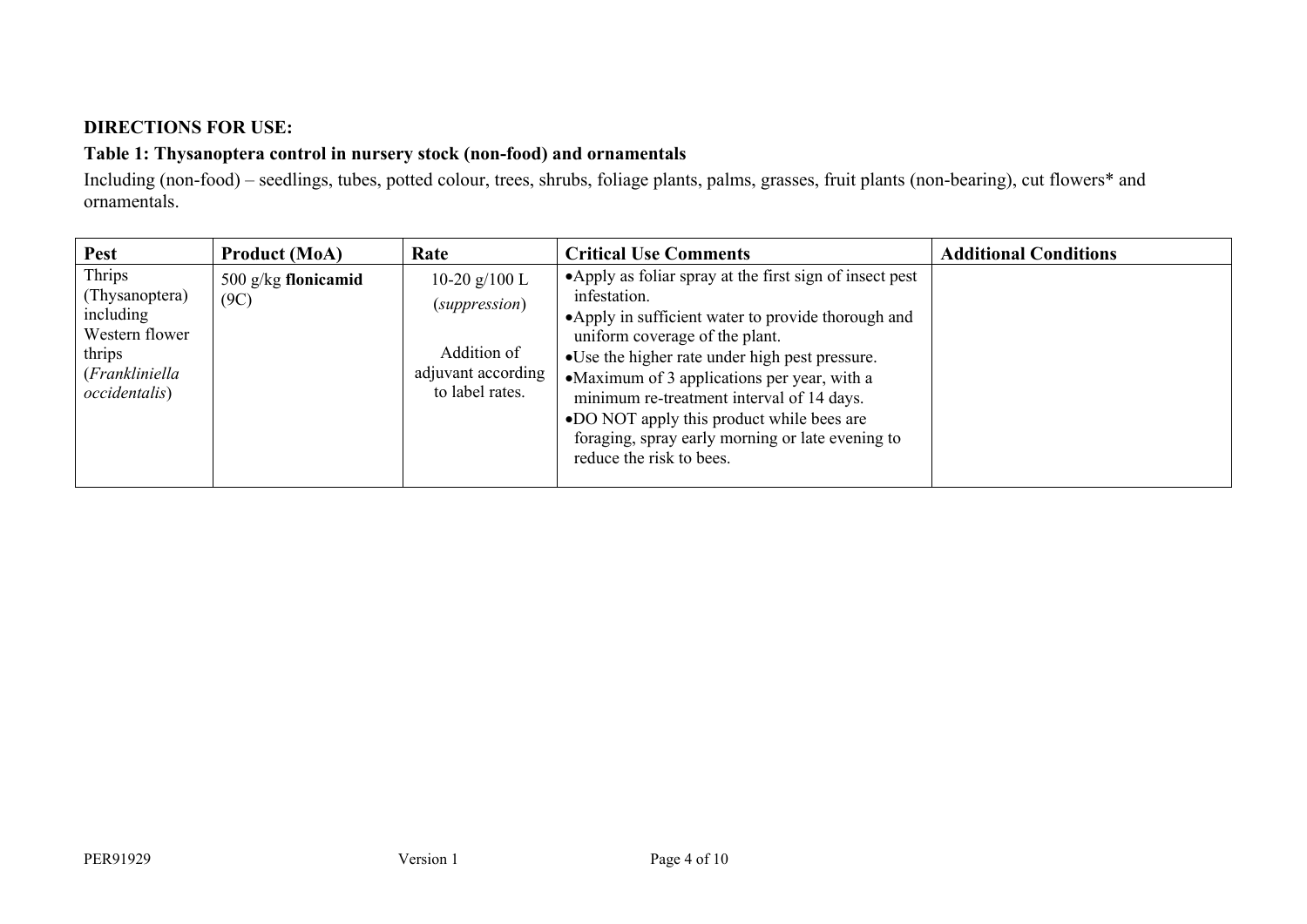**DIRECTIONS FOR USE:**

**Table 1: Thysanoptera control in nursery stock (non-food) and ornamentals**

Including (non-food) – seedlings, tubes, potted colour, trees, shrubs, foliage plants, palms, grasses, fruit plants (non-bearing), cut flowers* and ornamentals.

| Pest | Product (MoA) | Rate | Critical Use Comments | Additional Conditions |
|---|---|---|---|---|
| Thrips (Thysanoptera) including Western flower thrips (*Frankliniella occidentalis*) | 500 g/kg **flonicamid** (9C) | 10-20 g/100 L (*suppression*)<br><br>Addition of adjuvant according to label rates. | •Apply as foliar spray at the first sign of insect pest infestation.<br>•Apply in sufficient water to provide thorough and uniform coverage of the plant.<br>•Use the higher rate under high pest pressure.<br>•Maximum of 3 applications per year, with a minimum re-treatment interval of 14 days.<br>•DO NOT apply this product while bees are foraging, spray early morning or late evening to reduce the risk to bees. | |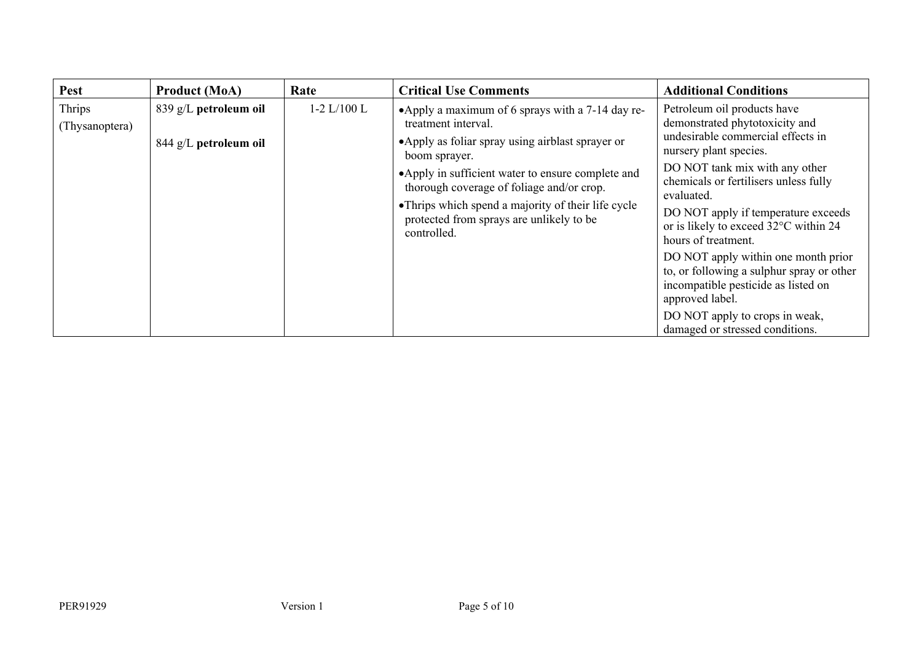| Pest | Product (MoA) | Rate | Critical Use Comments | Additional Conditions |
|---|---|---|---|---|
| Thrips (Thysanoptera) | 839 g/L **petroleum oil**<br><br>844 g/L **petroleum oil** | 1-2 L/100 L | •Apply a maximum of 6 sprays with a 7-14 day re-treatment interval.<br>•Apply as foliar spray using airblast sprayer or boom sprayer.<br>•Apply in sufficient water to ensure complete and thorough coverage of foliage and/or crop.<br>•Thrips which spend a majority of their life cycle protected from sprays are unlikely to be controlled. | Petroleum oil products have demonstrated phytotoxicity and undesirable commercial effects in nursery plant species.<br>DO NOT tank mix with any other chemicals or fertilisers unless fully evaluated.<br>DO NOT apply if temperature exceeds or is likely to exceed 32°C within 24 hours of treatment.<br>DO NOT apply within one month prior to, or following a sulphur spray or other incompatible pesticide as listed on approved label.<br>DO NOT apply to crops in weak, damaged or stressed conditions. |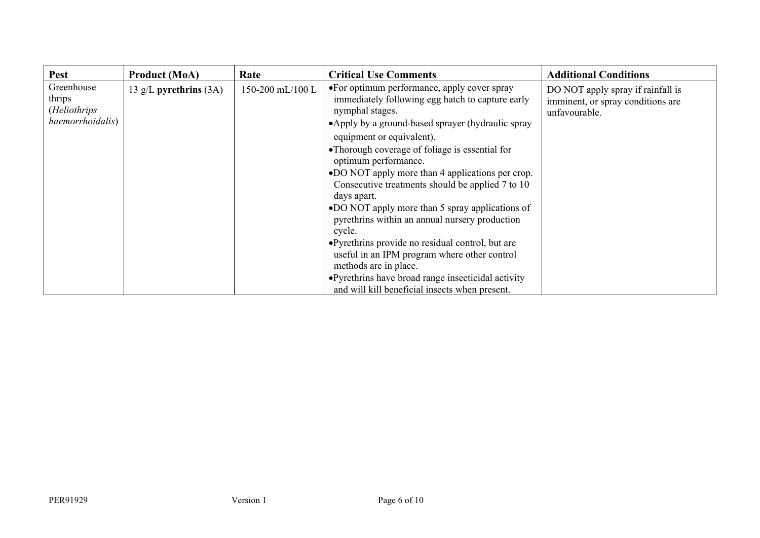| Pest | Product (MoA) | Rate | Critical Use Comments | Additional Conditions |
|---|---|---|---|---|
| Greenhouse thrips (*Heliothrips haemorrhoidalis*) | 13 g/L **pyrethrins** (3A) | 150-200 mL/100 L | •For optimum performance, apply cover spray immediately following egg hatch to capture early nymphal stages.<br>•Apply by a ground-based sprayer (hydraulic spray equipment or equivalent).<br>•Thorough coverage of foliage is essential for optimum performance.<br>•DO NOT apply more than 4 applications per crop. Consecutive treatments should be applied 7 to 10 days apart.<br>•DO NOT apply more than 5 spray applications of pyrethrins within an annual nursery production cycle.<br>•Pyrethrins provide no residual control, but are useful in an IPM program where other control methods are in place.<br>•Pyrethrins have broad range insecticidal activity and will kill beneficial insects when present. | DO NOT apply spray if rainfall is imminent, or spray conditions are unfavourable. |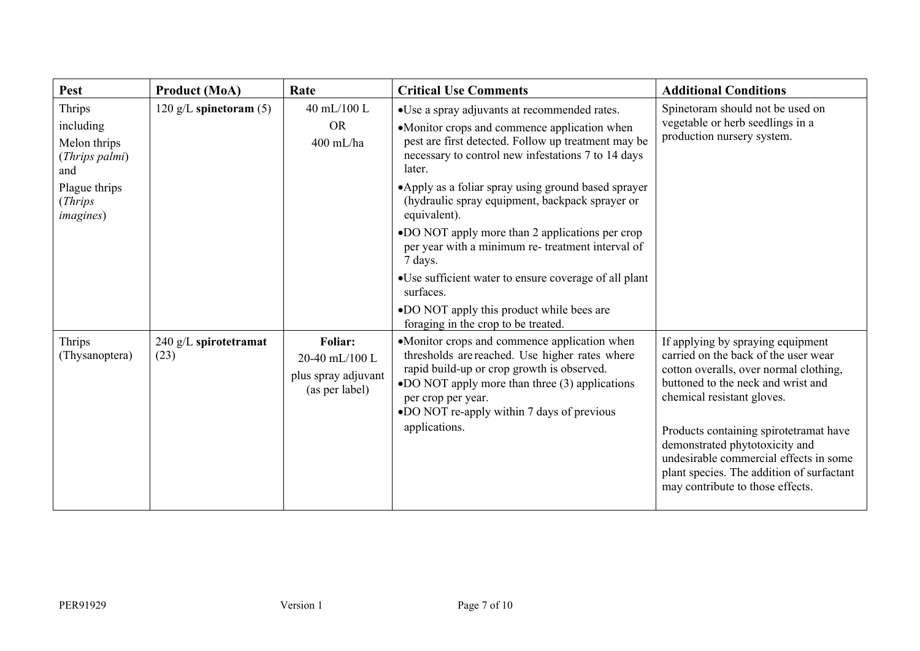| Pest | Product (MoA) | Rate | Critical Use Comments | Additional Conditions |
|---|---|---|---|---|
| Thrips including Melon thrips (*Thrips palmi*) and Plague thrips (*Thrips imagines*) | 120 g/L **spinetoram** (5) | 40 mL/100 L OR 400 mL/ha | •Use a spray adjuvants at recommended rates. •Monitor crops and commence application when pest are first detected. Follow up treatment may be necessary to control new infestations 7 to 14 days later. •Apply as a foliar spray using ground based sprayer (hydraulic spray equipment, backpack sprayer or equivalent). •DO NOT apply more than 2 applications per crop per year with a minimum re- treatment interval of 7 days. •Use sufficient water to ensure coverage of all plant surfaces. •DO NOT apply this product while bees are foraging in the crop to be treated. | Spinetoram should not be used on vegetable or herb seedlings in a production nursery system. |
| Thrips (Thysanoptera) | 240 g/L **spirotetramat** (23) | **Foliar:** 20-40 mL/100 L plus spray adjuvant (as per label) | •Monitor crops and commence application when thresholds are reached. Use higher rates where rapid build-up or crop growth is observed. •DO NOT apply more than three (3) applications per crop per year. •DO NOT re-apply within 7 days of previous applications. | If applying by spraying equipment carried on the back of the user wear cotton overalls, over normal clothing, buttoned to the neck and wrist and chemical resistant gloves. Products containing spirotetramat have demonstrated phytotoxicity and undesirable commercial effects in some plant species. The addition of surfactant may contribute to those effects. |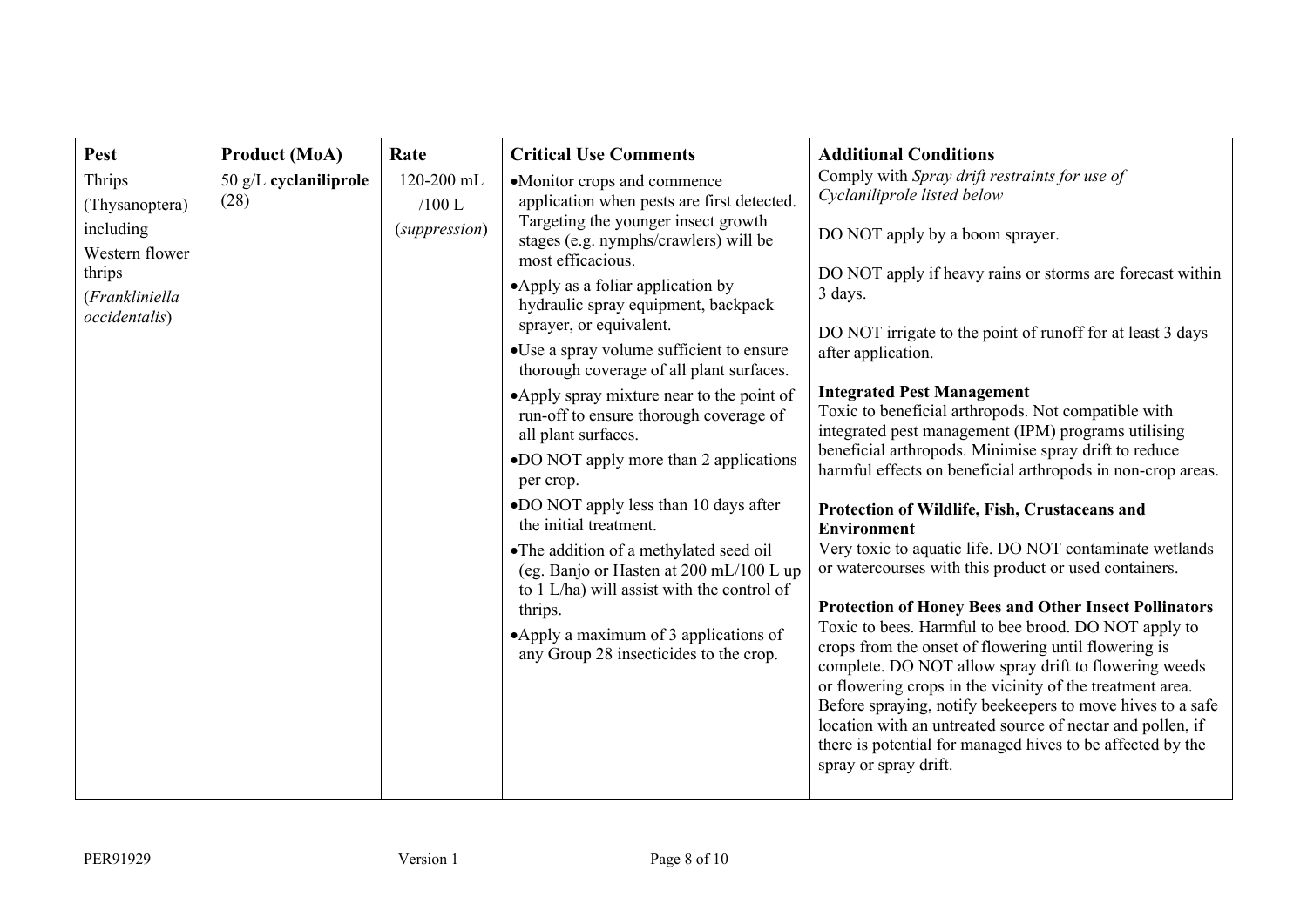| Pest | Product (MoA) | Rate | Critical Use Comments | Additional Conditions |
|---|---|---|---|---|
| Thrips (Thysanoptera) including Western flower thrips (*Frankliniella occidentalis*) | 50 g/L **cyclaniliprole** (28) | 120-200 mL /100 L (*suppression*) | • Monitor crops and commence application when pests are first detected. Targeting the younger insect growth stages (e.g. nymphs/crawlers) will be most efficacious.<br>• Apply as a foliar application by hydraulic spray equipment, backpack sprayer, or equivalent.<br>• Use a spray volume sufficient to ensure thorough coverage of all plant surfaces.<br>• Apply spray mixture near to the point of run-off to ensure thorough coverage of all plant surfaces.<br>• DO NOT apply more than 2 applications per crop.<br>• DO NOT apply less than 10 days after the initial treatment.<br>• The addition of a methylated seed oil (eg. Banjo or Hasten at 200 mL/100 L up to 1 L/ha) will assist with the control of thrips.<br>• Apply a maximum of 3 applications of any Group 28 insecticides to the crop. | Comply with *Spray drift restraints for use of Cyclaniliprole listed below*<br><br>DO NOT apply by a boom sprayer.<br><br>DO NOT apply if heavy rains or storms are forecast within 3 days.<br><br>DO NOT irrigate to the point of runoff for at least 3 days after application.<br><br>**Integrated Pest Management**<br>Toxic to beneficial arthropods. Not compatible with integrated pest management (IPM) programs utilising beneficial arthropods. Minimise spray drift to reduce harmful effects on beneficial arthropods in non-crop areas.<br><br>**Protection of Wildlife, Fish, Crustaceans and Environment**<br>Very toxic to aquatic life. DO NOT contaminate wetlands or watercourses with this product or used containers.<br><br>**Protection of Honey Bees and Other Insect Pollinators**<br>Toxic to bees. Harmful to bee brood. DO NOT apply to crops from the onset of flowering until flowering is complete. DO NOT allow spray drift to flowering weeds or flowering crops in the vicinity of the treatment area. Before spraying, notify beekeepers to move hives to a safe location with an untreated source of nectar and pollen, if there is potential for managed hives to be affected by the spray or spray drift. |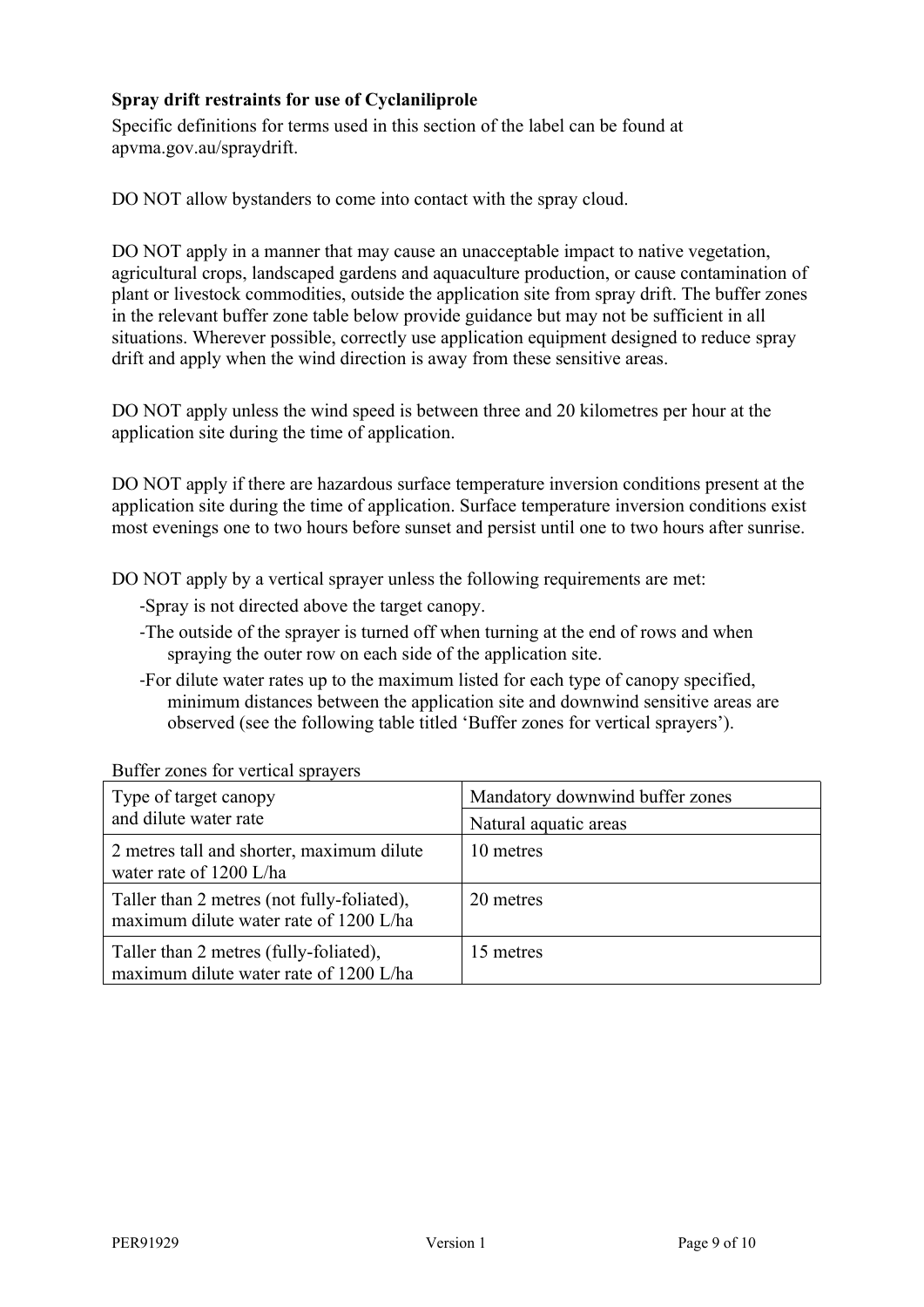### Spray drift restraints for use of Cyclaniliprole

Specific definitions for terms used in this section of the label can be found at apvma.gov.au/spraydrift.

DO NOT allow bystanders to come into contact with the spray cloud.

DO NOT apply in a manner that may cause an unacceptable impact to native vegetation, agricultural crops, landscaped gardens and aquaculture production, or cause contamination of plant or livestock commodities, outside the application site from spray drift. The buffer zones in the relevant buffer zone table below provide guidance but may not be sufficient in all situations. Wherever possible, correctly use application equipment designed to reduce spray drift and apply when the wind direction is away from these sensitive areas.

DO NOT apply unless the wind speed is between three and 20 kilometres per hour at the application site during the time of application.

DO NOT apply if there are hazardous surface temperature inversion conditions present at the application site during the time of application. Surface temperature inversion conditions exist most evenings one to two hours before sunset and persist until one to two hours after sunrise.

DO NOT apply by a vertical sprayer unless the following requirements are met:

- Spray is not directed above the target canopy.
- The outside of the sprayer is turned off when turning at the end of rows and when spraying the outer row on each side of the application site.
- For dilute water rates up to the maximum listed for each type of canopy specified, minimum distances between the application site and downwind sensitive areas are observed (see the following table titled 'Buffer zones for vertical sprayers').

Buffer zones for vertical sprayers

| Type of target canopy and dilute water rate | Mandatory downwind buffer zones |
|---|---|
| | Natural aquatic areas |
| 2 metres tall and shorter, maximum dilute water rate of 1200 L/ha | 10 metres |
| Taller than 2 metres (not fully-foliated), maximum dilute water rate of 1200 L/ha | 20 metres |
| Taller than 2 metres (fully-foliated), maximum dilute water rate of 1200 L/ha | 15 metres |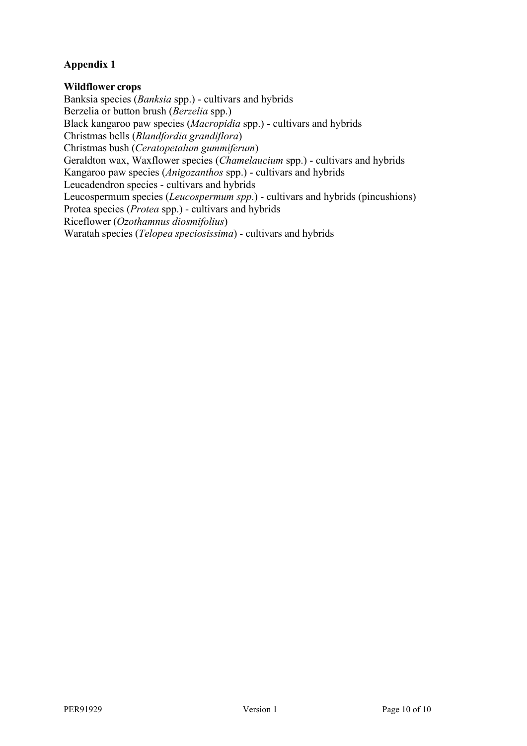## Appendix 1

**Wildflower crops**

Banksia species (*Banksia* spp.) - cultivars and hybrids
Berzelia or button brush (*Berzelia* spp.)
Black kangaroo paw species (*Macropidia* spp.) - cultivars and hybrids
Christmas bells (*Blandfordia grandiflora*)
Christmas bush (*Ceratopetalum gummiferum*)
Geraldton wax, Waxflower species (*Chamelaucium* spp.) - cultivars and hybrids
Kangaroo paw species (*Anigozanthos* spp.) - cultivars and hybrids
Leucadendron species - cultivars and hybrids
Leucospermum species (*Leucospermum spp*.) - cultivars and hybrids (pincushions)
Protea species (*Protea* spp.) - cultivars and hybrids
Riceflower (*Ozothamnus diosmifolius*)
Waratah species (*Telopea speciosissima*) - cultivars and hybrids